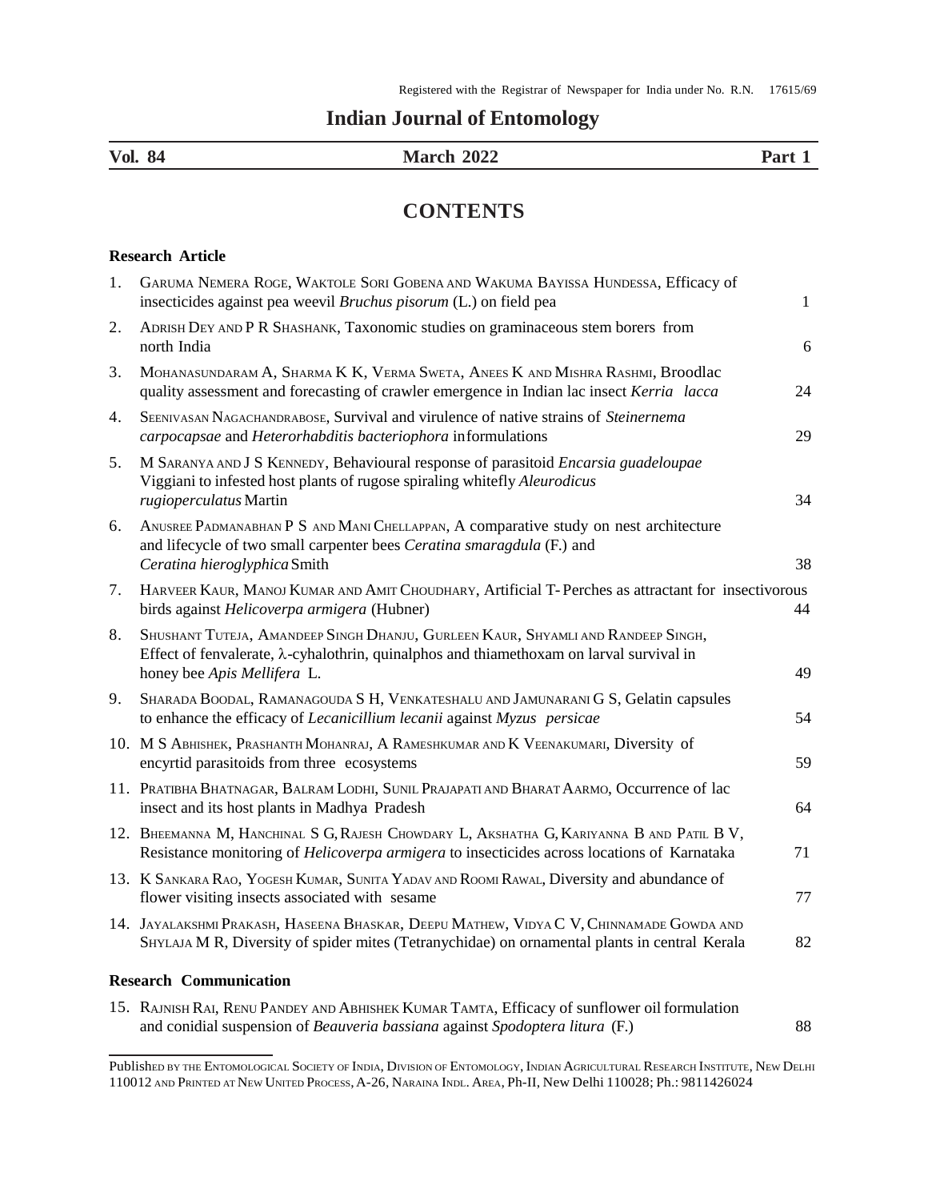Registered with the Registrar of Newspaper for India under No. R.N. 17615/69

# Indian Journal of Entomology

**Vol. 84** **March 2022** **Part 1**

## CONTENTS

### Research Article

1. GARUMA NEMERA ROGE, WAKTOLE SORI GOBENA AND WAKUMA BAYISSA HUNDESSA, Efficacy of insecticides against pea weevil *Bruchus pisorum* (L.) on field pea — 1
2. ADRISH DEY AND P R SHASHANK, Taxonomic studies on graminaceous stem borers from north India — 6
3. MOHANASUNDARAM A, SHARMA K K, VERMA SWETA, ANEES K AND MISHRA RASHMI, Broodlac quality assessment and forecasting of crawler emergence in Indian lac insect *Kerria lacca* — 24
4. SEENIVASAN NAGACHANDRABOSE, Survival and virulence of native strains of *Steinernema carpocapsae* and *Heterorhabditis bacteriophora* in formulations — 29
5. M SARANYA AND J S KENNEDY, Behavioural response of parasitoid *Encarsia guadeloupae* Viggiani to infested host plants of rugose spiraling whitefly *Aleurodicus rugioperculatus* Martin — 34
6. ANUSREE PADMANABHAN P S AND MANI CHELLAPPAN, A comparative study on nest architecture and lifecycle of two small carpenter bees *Ceratina smaragdula* (F.) and *Ceratina hieroglyphica* Smith — 38
7. HARVEER KAUR, MANOJ KUMAR AND AMIT CHOUDHARY, Artificial T- Perches as attractant for insectivorous birds against *Helicoverpa armigera* (Hubner) — 44
8. SHUSHANT TUTEJA, AMANDEEP SINGH DHANJU, GURLEEN KAUR, SHYAMLI AND RANDEEP SINGH, Effect of fenvalerate, $\lambda$-cyhalothrin, quinalphos and thiamethoxam on larval survival in honey bee *Apis Mellifera* L. — 49
9. SHARADA BOODAL, RAMANAGOUDA S H, VENKATESHALU AND JAMUNARANI G S, Gelatin capsules to enhance the efficacy of *Lecanicillium lecanii* against *Myzus persicae* — 54
10. M S ABHISHEK, PRASHANTH MOHANRAJ, A RAMESHKUMAR AND K VEENAKUMARI, Diversity of encyrtid parasitoids from three ecosystems — 59
11. PRATIBHA BHATNAGAR, BALRAM LODHI, SUNIL PRAJAPATI AND BHARAT AARMO, Occurrence of lac insect and its host plants in Madhya Pradesh — 64
12. BHEEMANNA M, HANCHINAL S G, RAJESH CHOWDARY L, AKSHATHA G, KARIYANNA B AND PATIL B V, Resistance monitoring of *Helicoverpa armigera* to insecticides across locations of Karnataka — 71
13. K SANKARA RAO, YOGESH KUMAR, SUNITA YADAV AND ROOMI RAWAL, Diversity and abundance of flower visiting insects associated with sesame — 77
14. JAYALAKSHMI PRAKASH, HASEENA BHASKAR, DEEPU MATHEW, VIDYA C V, CHINNAMADE GOWDA AND SHYLAJA M R, Diversity of spider mites (Tetranychidae) on ornamental plants in central Kerala — 82

### Research Communication

15. RAJNISH RAI, RENU PANDEY AND ABHISHEK KUMAR TAMTA, Efficacy of sunflower oil formulation and conidial suspension of *Beauveria bassiana* against *Spodoptera litura* (F.) — 88

---

PUBLISHED BY THE ENTOMOLOGICAL SOCIETY OF INDIA, DIVISION OF ENTOMOLOGY, INDIAN AGRICULTURAL RESEARCH INSTITUTE, NEW DELHI 110012 AND PRINTED AT NEW UNITED PROCESS, A-26, NARAINA INDL. AREA, PH-II, NEW DELHI 110028; PH.: 9811426024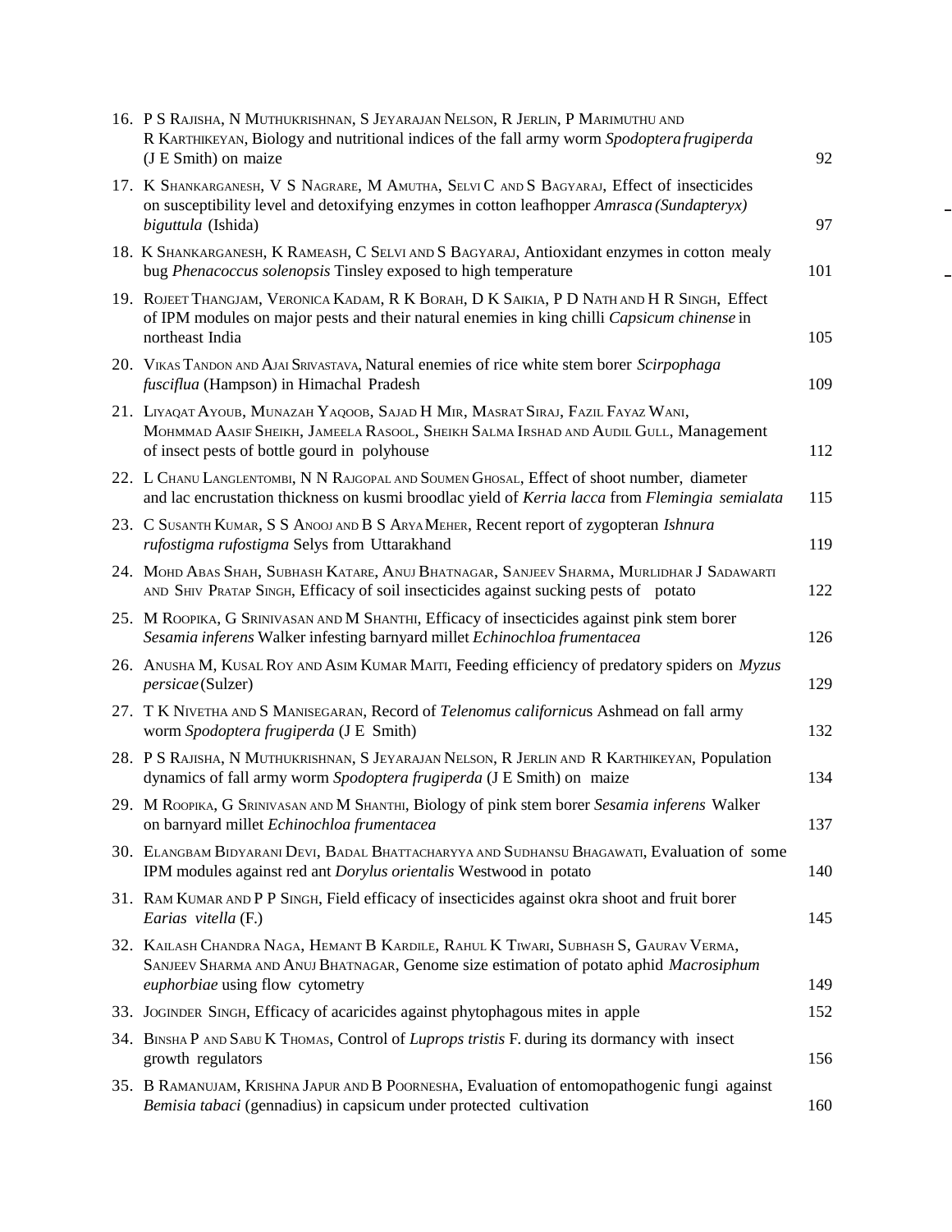16. P S Rajisha, N Muthukrishnan, S Jeyarajan Nelson, R Jerlin, P Marimuthu and R Karthikeyan, Biology and nutritional indices of the fall army worm *Spodoptera frugiperda* (J E Smith) on maize — 92

17. K Shankarganesh, V S Nagrare, M Amutha, Selvi C and S Bagyaraj, Effect of insecticides on susceptibility level and detoxifying enzymes in cotton leafhopper *Amrasca (Sundapteryx) biguttula* (Ishida) — 97

18. K Shankarganesh, K Rameash, C Selvi and S Bagyaraj, Antioxidant enzymes in cotton mealy bug *Phenacoccus solenopsis* Tinsley exposed to high temperature — 101

19. Rojeet Thangjam, Veronica Kadam, R K Borah, D K Saikia, P D Nath and H R Singh, Effect of IPM modules on major pests and their natural enemies in king chilli *Capsicum chinense* in northeast India — 105

20. Vikas Tandon and Ajai Srivastava, Natural enemies of rice white stem borer *Scirpophaga fusciflua* (Hampson) in Himachal Pradesh — 109

21. Liyaqat Ayoub, Munazah Yaqoob, Sajad H Mir, Masrat Siraj, Fazil Fayaz Wani, Mohmmad Aasif Sheikh, Jameela Rasool, Sheikh Salma Irshad and Audil Gull, Management of insect pests of bottle gourd in polyhouse — 112

22. L Chanu Langlentombi, N N Rajgopal and Soumen Ghosal, Effect of shoot number, diameter and lac encrustation thickness on kusmi broodlac yield of *Kerria lacca* from *Flemingia semialata* — 115

23. C Susanth Kumar, S S Anooj and B S Arya Meher, Recent report of zygopteran *Ishnura rufostigma rufostigma* Selys from Uttarakhand — 119

24. Mohd Abas Shah, Subhash Katare, Anuj Bhatnagar, Sanjeev Sharma, Murlidhar J Sadawarti and Shiv Pratap Singh, Efficacy of soil insecticides against sucking pests of potato — 122

25. M Roopika, G Srinivasan and M Shanthi, Efficacy of insecticides against pink stem borer *Sesamia inferens* Walker infesting barnyard millet *Echinochloa frumentacea* — 126

26. Anusha M, Kusal Roy and Asim Kumar Maiti, Feeding efficiency of predatory spiders on *Myzus persicae* (Sulzer) — 129

27. T K Nivetha and S Manisegaran, Record of *Telenomus californicus* Ashmead on fall army worm *Spodoptera frugiperda* (J E Smith) — 132

28. P S Rajisha, N Muthukrishnan, S Jeyarajan Nelson, R Jerlin and R Karthikeyan, Population dynamics of fall army worm *Spodoptera frugiperda* (J E Smith) on maize — 134

29. M Roopika, G Srinivasan and M Shanthi, Biology of pink stem borer *Sesamia inferens* Walker on barnyard millet *Echinochloa frumentacea* — 137

30. Elangbam Bidyarani Devi, Badal Bhattacharyya and Sudhansu Bhagawati, Evaluation of some IPM modules against red ant *Dorylus orientalis* Westwood in potato — 140

31. Ram Kumar and P P Singh, Field efficacy of insecticides against okra shoot and fruit borer *Earias vitella* (F.) — 145

32. Kailash Chandra Naga, Hemant B Kardile, Rahul K Tiwari, Subhash S, Gaurav Verma, Sanjeev Sharma and Anuj Bhatnagar, Genome size estimation of potato aphid *Macrosiphum euphorbiae* using flow cytometry — 149

33. Joginder Singh, Efficacy of acaricides against phytophagous mites in apple — 152

34. Binsha P and Sabu K Thomas, Control of *Luprops tristis* F. during its dormancy with insect growth regulators — 156

35. B Ramanujam, Krishna Japur and B Poornesha, Evaluation of entomopathogenic fungi against *Bemisia tabaci* (gennadius) in capsicum under protected cultivation — 160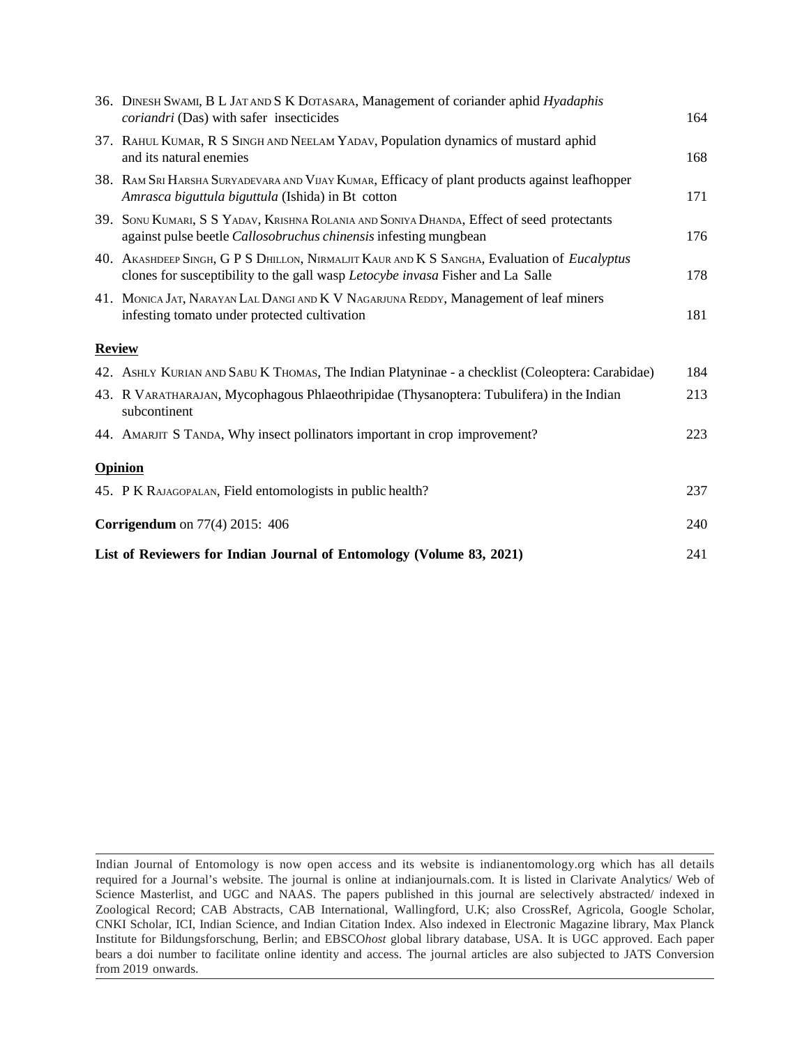36. Dinesh Swami, B L Jat and S K Dotasara, Management of coriander aphid *Hyadaphis coriandri* (Das) with safer insecticides 164

37. Rahul Kumar, R S Singh and Neelam Yadav, Population dynamics of mustard aphid and its natural enemies 168

38. Ram Sri Harsha Suryadevara and Vijay Kumar, Efficacy of plant products against leafhopper *Amrasca biguttula biguttula* (Ishida) in Bt cotton 171

39. Sonu Kumari, S S Yadav, Krishna Rolania and Soniya Dhanda, Effect of seed protectants against pulse beetle *Callosobruchus chinensis* infesting mungbean 176

40. Akashdeep Singh, G P S Dhillon, Nirmaljit Kaur and K S Sangha, Evaluation of *Eucalyptus* clones for susceptibility to the gall wasp *Letocybe invasa* Fisher and La Salle 178

41. Monica Jat, Narayan Lal Dangi and K V Nagarjuna Reddy, Management of leaf miners infesting tomato under protected cultivation 181

## Review

42. Ashly Kurian and Sabu K Thomas, The Indian Platyninae - a checklist (Coleoptera: Carabidae) 184

43. R Varatharajan, Mycophagous Phlaeothripidae (Thysanoptera: Tubulifera) in the Indian subcontinent 213

44. Amarjit S Tanda, Why insect pollinators important in crop improvement? 223

## Opinion

45. P K Rajagopalan, Field entomologists in public health? 237

**Corrigendum** on 77(4) 2015: 406 240

**List of Reviewers for Indian Journal of Entomology (Volume 83, 2021)** 241

---

Indian Journal of Entomology is now open access and its website is indianentomology.org which has all details required for a Journal's website. The journal is online at indianjournals.com. It is listed in Clarivate Analytics/ Web of Science Masterlist, and UGC and NAAS. The papers published in this journal are selectively abstracted/ indexed in Zoological Record; CAB Abstracts, CAB International, Wallingford, U.K; also CrossRef, Agricola, Google Scholar, CNKI Scholar, ICI, Indian Science, and Indian Citation Index. Also indexed in Electronic Magazine library, Max Planck Institute for Bildungsforschung, Berlin; and EBSCO*host* global library database, USA. It is UGC approved. Each paper bears a doi number to facilitate online identity and access. The journal articles are also subjected to JATS Conversion from 2019 onwards.